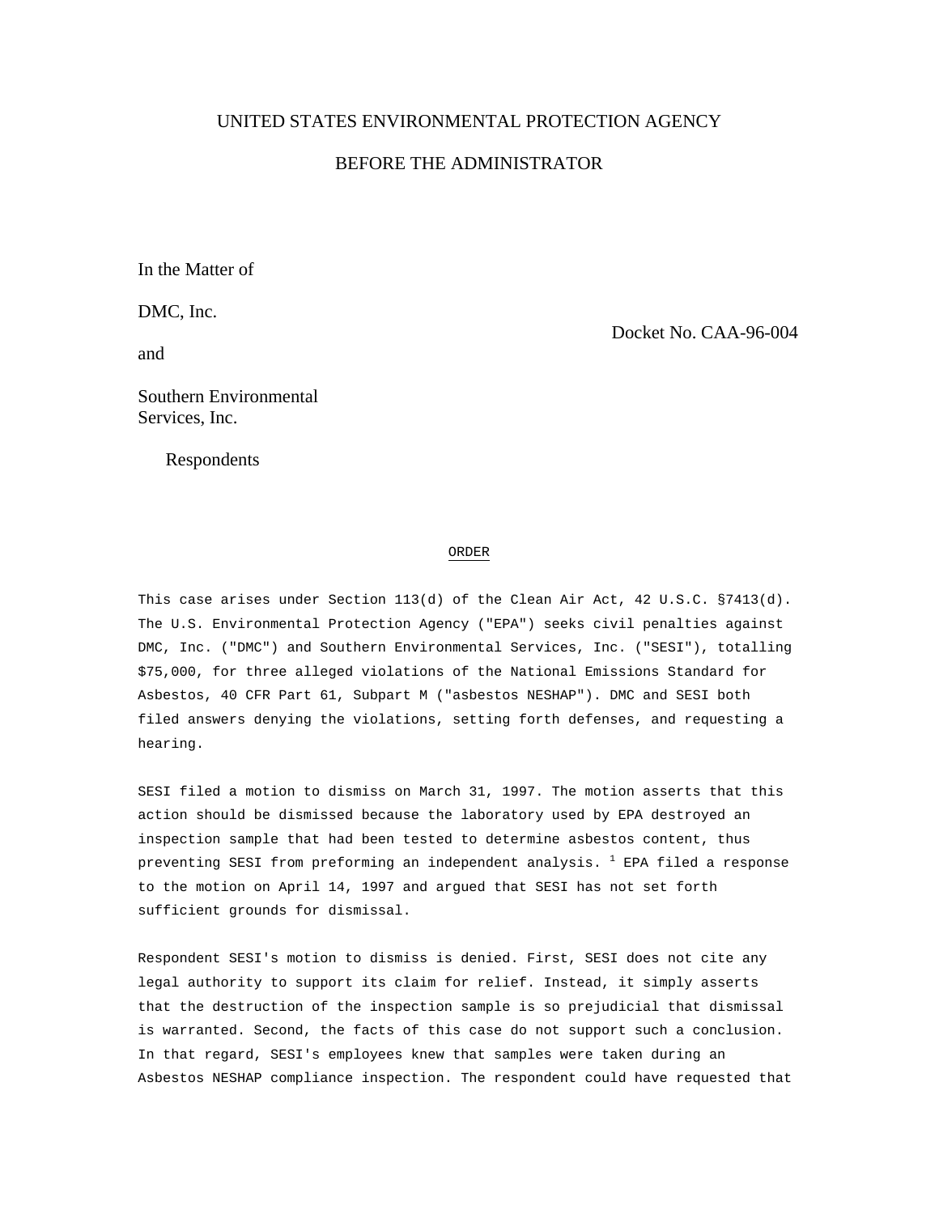UNITED STATES ENVIRONMENTAL PROTECTION AGENCY

BEFORE THE ADMINISTRATOR

In the Matter of

DMC, Inc.

and

Southern Environmental Services, Inc.

Respondents

Docket No. CAA-96-004

ORDER

This case arises under Section 113(d) of the Clean Air Act, 42 U.S.C. §7413(d). The U.S. Environmental Protection Agency ("EPA") seeks civil penalties against DMC, Inc. ("DMC") and Southern Environmental Services, Inc. ("SESI"), totalling $75,000, for three alleged violations of the National Emissions Standard for Asbestos, 40 CFR Part 61, Subpart M ("asbestos NESHAP"). DMC and SESI both filed answers denying the violations, setting forth defenses, and requesting a hearing.

SESI filed a motion to dismiss on March 31, 1997. The motion asserts that this action should be dismissed because the laboratory used by EPA destroyed an inspection sample that had been tested to determine asbestos content, thus preventing SESI from preforming an independent analysis. [1] EPA filed a response to the motion on April 14, 1997 and argued that SESI has not set forth sufficient grounds for dismissal.

Respondent SESI's motion to dismiss is denied. First, SESI does not cite any legal authority to support its claim for relief. Instead, it simply asserts that the destruction of the inspection sample is so prejudicial that dismissal is warranted. Second, the facts of this case do not support such a conclusion. In that regard, SESI's employees knew that samples were taken during an Asbestos NESHAP compliance inspection. The respondent could have requested that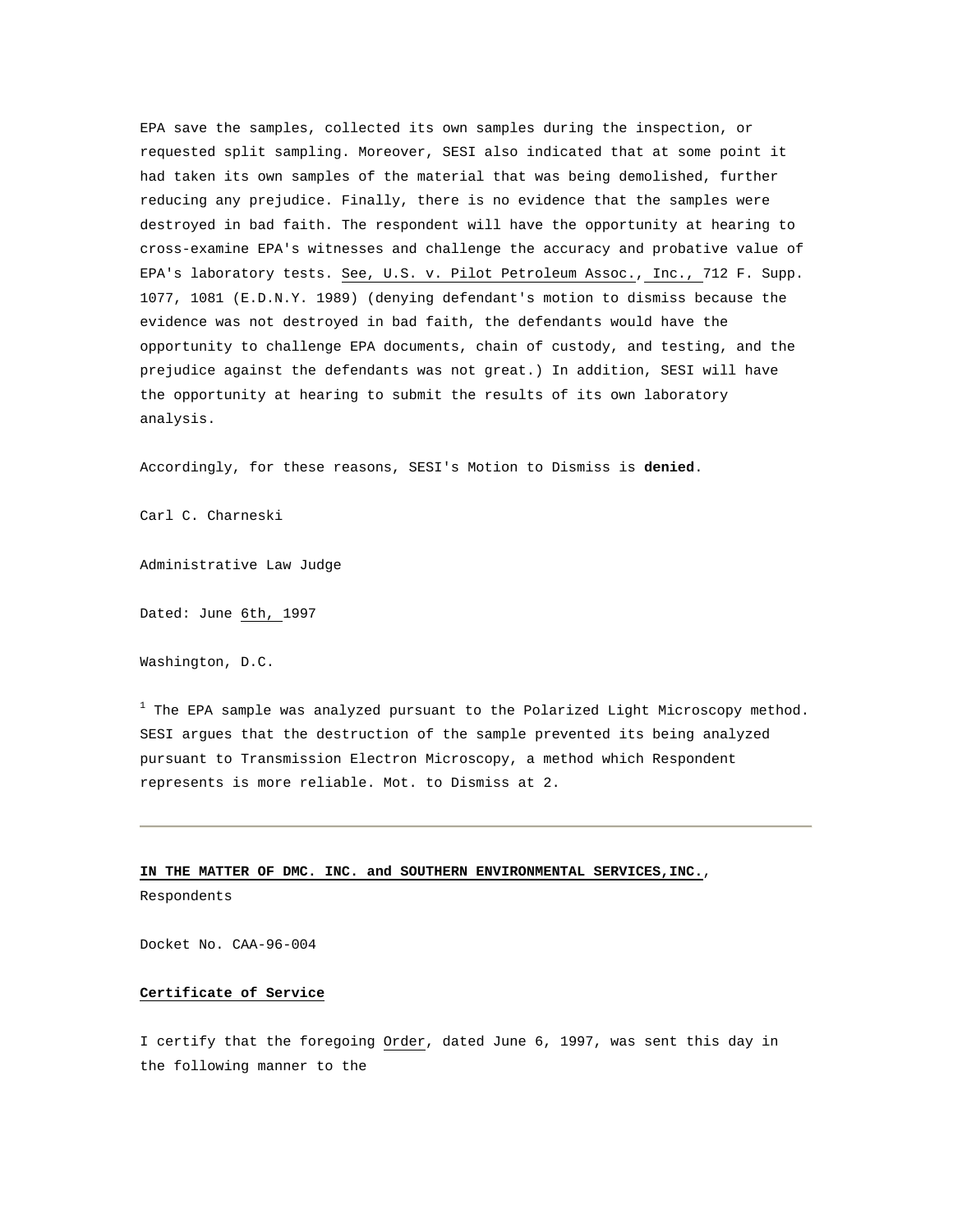EPA save the samples, collected its own samples during the inspection, or requested split sampling. Moreover, SESI also indicated that at some point it had taken its own samples of the material that was being demolished, further reducing any prejudice. Finally, there is no evidence that the samples were destroyed in bad faith. The respondent will have the opportunity at hearing to cross-examine EPA's witnesses and challenge the accuracy and probative value of EPA's laboratory tests. See, U.S. v. Pilot Petroleum Assoc., Inc., 712 F. Supp. 1077, 1081 (E.D.N.Y. 1989) (denying defendant's motion to dismiss because the evidence was not destroyed in bad faith, the defendants would have the opportunity to challenge EPA documents, chain of custody, and testing, and the prejudice against the defendants was not great.) In addition, SESI will have the opportunity at hearing to submit the results of its own laboratory analysis.

Accordingly, for these reasons, SESI's Motion to Dismiss is **denied**.

Carl C. Charneski

Administrative Law Judge

Dated: June 6th, 1997

Washington, D.C.

[1] The EPA sample was analyzed pursuant to the Polarized Light Microscopy method. SESI argues that the destruction of the sample prevented its being analyzed pursuant to Transmission Electron Microscopy, a method which Respondent represents is more reliable. Mot. to Dismiss at 2.

---

**IN THE MATTER OF DMC. INC. and SOUTHERN ENVIRONMENTAL SERVICES,INC.**, Respondents

Docket No. CAA-96-004

**Certificate of Service**

I certify that the foregoing Order, dated June 6, 1997, was sent this day in the following manner to the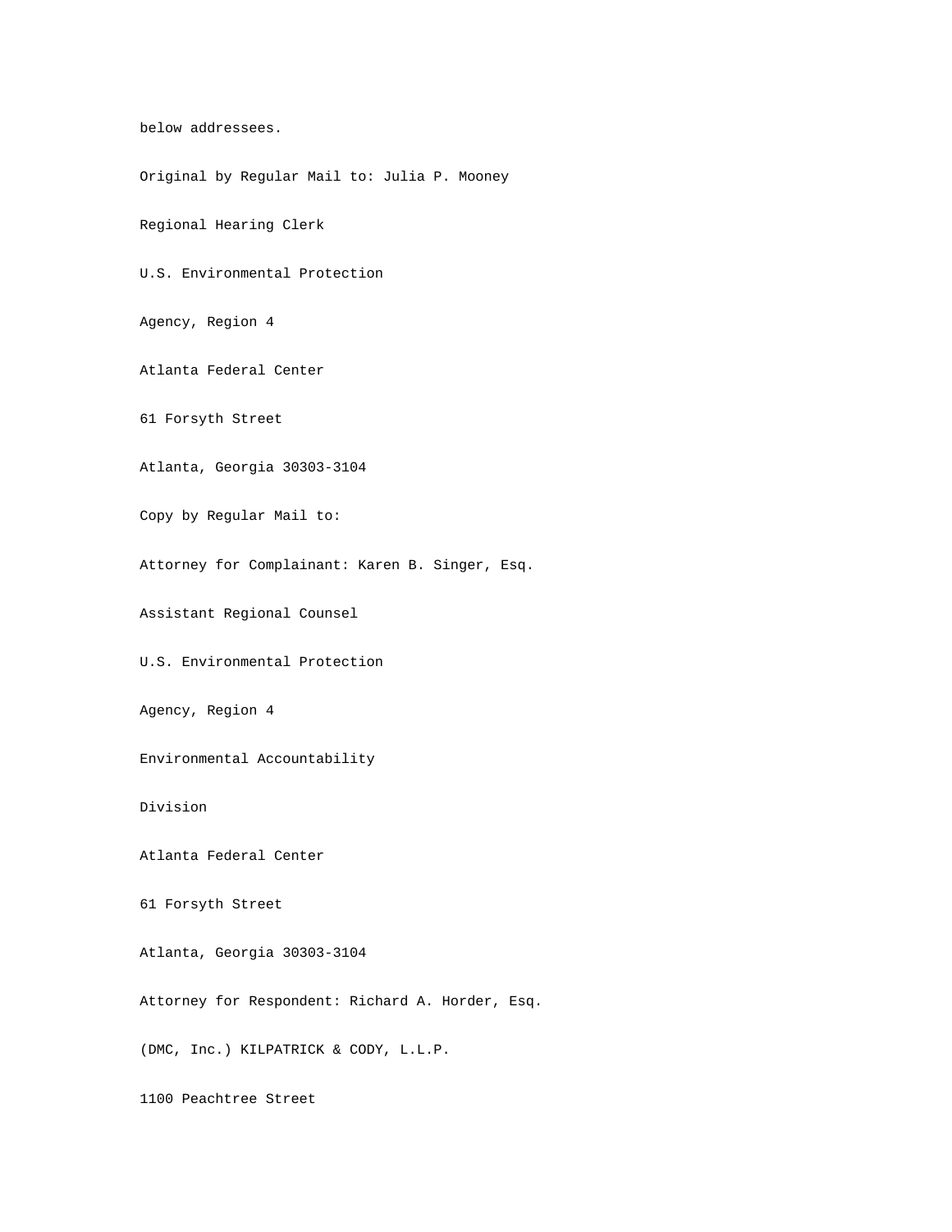below addressees.

Original by Regular Mail to: Julia P. Mooney

Regional Hearing Clerk

U.S. Environmental Protection

Agency, Region 4

Atlanta Federal Center

61 Forsyth Street

Atlanta, Georgia 30303-3104

Copy by Regular Mail to:

Attorney for Complainant: Karen B. Singer, Esq.

Assistant Regional Counsel

U.S. Environmental Protection

Agency, Region 4

Environmental Accountability

Division

Atlanta Federal Center

61 Forsyth Street

Atlanta, Georgia 30303-3104

Attorney for Respondent: Richard A. Horder, Esq.

(DMC, Inc.) KILPATRICK & CODY, L.L.P.

1100 Peachtree Street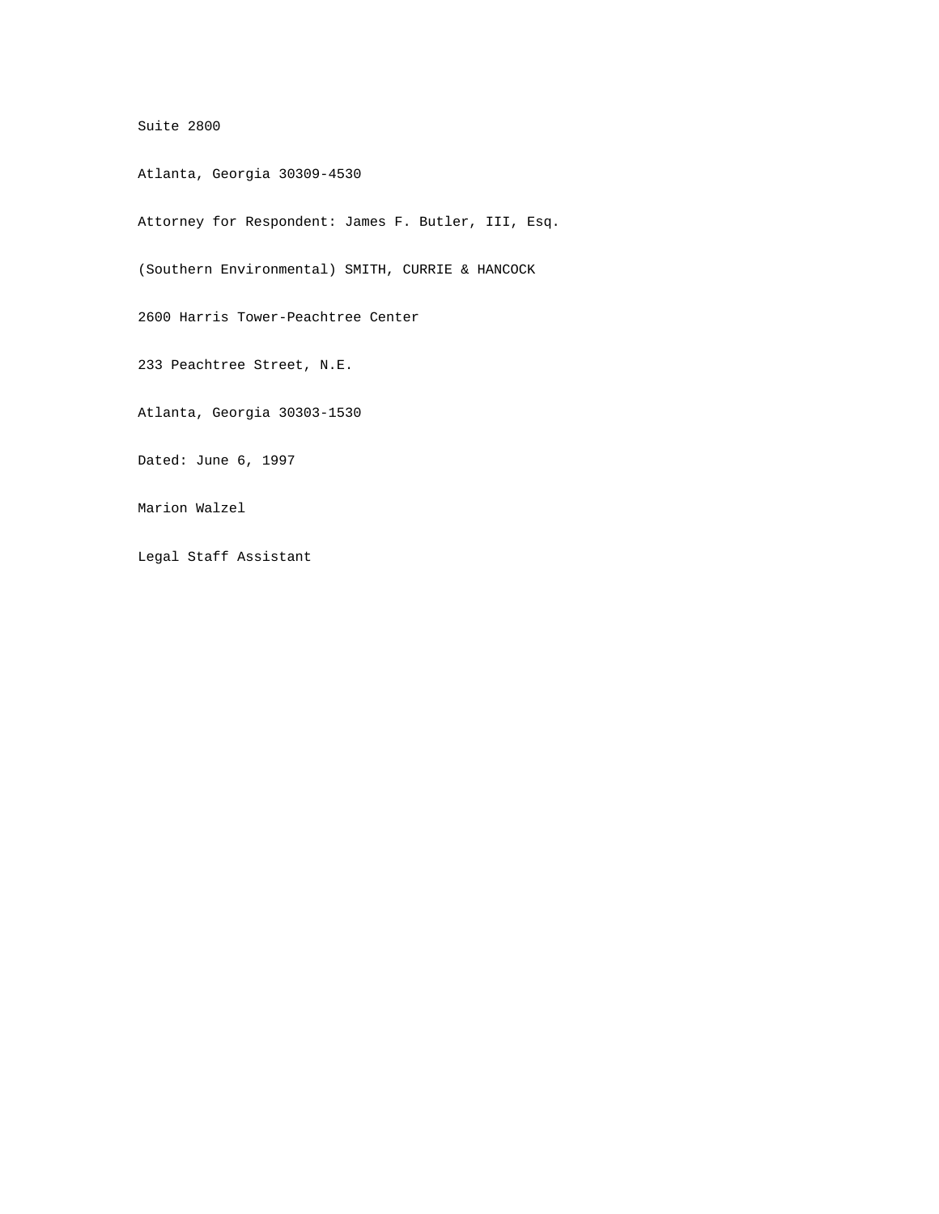Suite 2800

Atlanta, Georgia 30309-4530

Attorney for Respondent: James F. Butler, III, Esq.

(Southern Environmental) SMITH, CURRIE & HANCOCK

2600 Harris Tower-Peachtree Center

233 Peachtree Street, N.E.

Atlanta, Georgia 30303-1530

Dated: June 6, 1997

Marion Walzel

Legal Staff Assistant